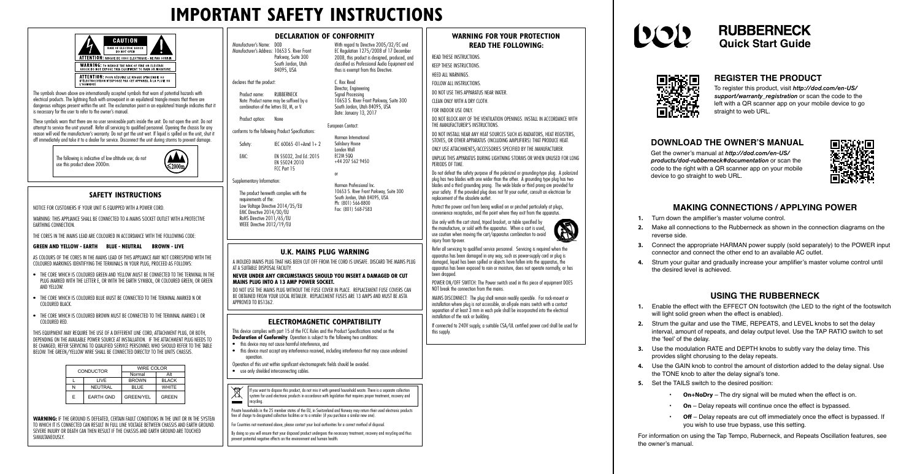// Image 1 OCR

# IMPORTANT SAFETY INSTRUCTIONS

CAUTION

RISK OF ELECTRIC SHOCK DO NOT OPEN

ATTENTION: RISQUE DE CHOC ELECTRIQUE - NE PAS OUVRIR

WARNING: TO REDUCE THE RISK OF FIRE OR ELECTRIC SHOCK DO NOT EXPOSE THIS EQUIPMENT TO RAIN OR MOISTURE

ATTENTION: POUR RÉDUIRE LE RISQUE D'INCENDIE OU D'ÉLECTROCUTION N'EXPOSEZ PAS CET APPAREIL À LA PLUIE OU L'HUMIDITÉ

The symbols shown above are internationally accepted symbols that warn of potential hazards with electrical products. The lightning flash with arrowpoint in an equilateral triangle means that there are dangerous voltages present within the unit. The exclamation point in an equilateral triangle indicates that it is necessary for the user to refer to the owner's manual.

These symbols warn that there are no user serviceable parts inside the unit. Do not open the unit. Do not attempt to service the unit yourself. Refer all servicing to qualified personnel. Opening the chassis for any reason will void the manufacturer's warranty. Do not get the unit wet. If liquid is spilled on the unit, shut it off immediately and take it to a dealer for service. Disconnect the unit during storms to prevent damage.

The following is indicative of low altitude use; do not use this product above 2000m.

≤2000m

## SAFETY INSTRUCTIONS

NOTICE FOR CUSTOMERS IF YOUR UNIT IS EQUIPPED WITH A POWER CORD.

WARNING: THIS APPLIANCE SHALL BE CONNECTED TO A MAINS SOCKET OUTLET WITH A PROTECTIVE EARTHING CONNECTION.

THE CORES IN THE MAINS LEAD ARE COLOURED IN ACCORDANCE WITH THE FOLLOWING CODE:

**GREEN AND YELLOW - EARTH BLUE - NEUTRAL BROWN - LIVE**

AS COLOURS OF THE CORES IN THE MAINS LEAD OF THIS APPLIANCE MAY NOT CORRESPOND WITH THE COLOURED MARKINGS IDENTIFYING THE TERMINALS IN YOUR PLUG, PROCEED AS FOLLOWS:

- THE CORE WHICH IS COLOURED GREEN AND YELLOW MUST BE CONNECTED TO THE TERMINAL IN THE PLUG MARKED WITH THE LETTER E, OR WITH THE EARTH SYMBOL, OR COLOURED GREEN, OR GREEN AND YELLOW.
- THE CORE WHICH IS COLOURED BLUE MUST BE CONNECTED TO THE TERMINAL MARKED N OR COLOURED BLACK.
- THE CORE WHICH IS COLOURED BROWN MUST BE CONNECTED TO THE TERMINAL MARKED L OR COLOURED RED.

THIS EQUIPMENT MAY REQUIRE THE USE OF A DIFFERENT LINE CORD, ATTACHMENT PLUG, OR BOTH, DEPENDING ON THE AVAILABLE POWER SOURCE AT INSTALLATION. IF THE ATTACHMENT PLUG NEEDS TO BE CHANGED, REFER SERVICING TO QUALIFIED SERVICE PERSONNEL WHO SHOULD REFER TO THE TABLE BELOW. THE GREEN/YELLOW WIRE SHALL BE CONNECTED DIRECTLY TO THE UNITS CHASSIS.

| CONDUCTOR | | WIRE COLOR | |
|---|---|---|---|
| | | Normal | Alt |
| L | LIVE | BROWN | BLACK |
| N | NEUTRAL | BLUE | WHITE |
| E | EARTH GND | GREEN/YEL | GREEN |

**WARNING:** IF THE GROUND IS DEFEATED, CERTAIN FAULT CONDITIONS IN THE UNIT OR IN THE SYSTEM TO WHICH IT IS CONNECTED CAN RESULT IN FULL LINE VOLTAGE BETWEEN CHASSIS AND EARTH GROUND. SEVERE INJURY OR DEATH CAN THEN RESULT IF THE CHASSIS AND EARTH GROUND ARE TOUCHED SIMULTANEOUSLY.

## DECLARATION OF CONFORMITY

Manufacturer's Name: DOD
Manufacturer's Address: 10653 S. River Front Parkway, Suite 300 South Jordan, Utah 84095, USA

declares that the product:

Product name: RUBBERNECK
Note: Product name may be suffixed by a combination of the letters EU, M, or V.

Product option: None

conforms to the following Product Specifications:

Safety: IEC 60065 -01+Amd 1+ 2

EMC: EN 55032, 2nd Ed.:2015
EN 55024:2010
FCC Part 15

Supplementary Information:

The product herewith complies with the requirements of the:
Low Voltage Directive 2014/35/EU
EMC Directive 2014/30/EU
RoHS Directive 2011/65/EU
WEEE Directive 2012/19/EU

With regard to Directive 2005/32/EC and EC Regulation 1275/2008 of 17 December 2008, this product is designed, produced, and classified as Professional Audio Equipment and thus is exempt from this Directive.

C. Rex Reed
Director, Engineering
Signal Processing
10653 S. River Front Parkway, Suite 300
South Jordan, Utah 84095, USA
Date: January 13, 2017

European Contact:

Harman International
Salisbury House
London Wall
EC2M 5QQ
+44 207 562 9450

or

Harman Professional Inc.
10653 S. River Front Parkway, Suite 300
South Jordan, Utah 84095, USA
Ph: (801) 566-8800
Fax: (801) 568-7583

## U.K. MAINS PLUG WARNING

A MOLDED MAINS PLUG THAT HAS BEEN CUT OFF FROM THE CORD IS UNSAFE. DISCARD THE MAINS PLUG AT A SUITABLE DISPOSAL FACILITY.

**NEVER UNDER ANY CIRCUMSTANCES SHOULD YOU INSERT A DAMAGED OR CUT MAINS PLUG INTO A 13 AMP POWER SOCKET.**

DO NOT USE THE MAINS PLUG WITHOUT THE FUSE COVER IN PLACE. REPLACEMENT FUSE COVERS CAN BE OBTAINED FROM YOUR LOCAL RETAILER. REPLACEMENT FUSES ARE 13 AMPS AND MUST BE ASTA APPROVED TO BS1362.

## ELECTROMAGNETIC COMPATIBILITY

This device complies with part 15 of the FCC Rules and the Product Specifications noted on the **Declaration of Conformity**. Operation is subject to the following two conditions:

- this device may not cause harmful interference, and
- this device must accept any interference received, including interference that may cause undesired operation.

Operation of this unit within significant electromagnetic fields should be avoided.

- use only shielded interconnecting cables.

If you want to dispose this product, do not mix it with general household waste. There is a separate collection systems for used electronic products in accordance with legislation that requires proper treatment, recovery and recycling.

Private households in the 25 member states of the EU, in Switzerland and Norway may return their used electronic products free of charge to designated collection facilities or to a retailer (if you purchase a similar new one).

For Countries not mentioned above, please contact your local authorities for a correct method of disposal.

By doing so you will ensure that your disposed product undergoes the necessary treatment, recovery and recycling and thus prevent potential negative effects on the environment and human health.

## WARNING FOR YOUR PROTECTION READ THE FOLLOWING:

READ THESE INSTRUCTIONS.

KEEP THESE INSTRUCTIONS.

HEED ALL WARNINGS.

FOLLOW ALL INSTRUCTIONS.

DO NOT USE THIS APPARATUS NEAR WATER.

CLEAN ONLY WITH A DRY CLOTH.

FOR INDOOR USE ONLY.

DO NOT BLOCK ANY OF THE VENTILATION OPENINGS. INSTALL IN ACCORDANCE WITH THE MANUFACTURER'S INSTRUCTIONS.

DO NOT INSTALL NEAR ANY HEAT SOURCES SUCH AS RADIATORS, HEAT REGISTERS, STOVES, OR OTHER APPARATUS (INCLUDING AMPLIFIERS) THAT PRODUCE HEAT.

ONLY USE ATTACHMENTS/ACCESSORIES SPECIFIED BY THE MANUFACTURER.

UNPLUG THIS APPARATUS DURING LIGHTNING STORMS OR WHEN UNUSED FOR LONG PERIODS OF TIME.

Do not defeat the safety purpose of the polarized or grounding-type plug. A polarized plug has two blades with one wider than the other. A grounding type plug has two blades and a third grounding prong. The wide blade or third prong are provided for your safety. If the provided plug does not fit your outlet, consult an electrician for replacement of the obsolete outlet.

Protect the power cord from being walked on or pinched particularly at plugs, convenience receptacles, and the point where they exit from the apparatus.

Use only with the cart stand, tripod bracket, or table specified by the manufacture, or sold with the apparatus. When a cart is used, use caution when moving the cart/apparatus combination to avoid injury from tip-over.

Refer all servicing to qualified service personnel. Servicing is required when the apparatus has been damaged in any way, such as power-supply cord or plug is damaged, liquid has been spilled or objects have fallen into the apparatus, the apparatus has been exposed to rain or moisture, does not operate normally, or has been dropped.

POWER ON/OFF SWITCH: The Power switch used in this piece of equipment DOES NOT break the connection from the mains.

MAINS DISCONNECT: The plug shall remain readily operable. For rack-mount or installation where plug is not accessible, an all-pole mains switch with a contact separation of at least 3 mm in each pole shall be incorporated into the electrical installation of the rack or building.

If connected to 240V supply, a suitable CSA/UL certified power cord shall be used for this supply.

DOD

# RUBBERNECK
## Quick Start Guide

## REGISTER THE PRODUCT

To register this product, visit ***http://dod.com/en-US/support/warranty_registration*** or scan the code to the left with a QR scanner app on your mobile device to go straight to web URL.

## DOWNLOAD THE OWNER'S MANUAL

Get the owner's manual at ***http://dod.com/en-US/products/dod-rubberneck#documentation*** or scan the code to the right with a QR scanner app on your mobile device to go straight to web URL.

## MAKING CONNECTIONS / APPLYING POWER

1. Turn down the amplifier's master volume control.
2. Make all connections to the Rubberneck as shown in the connection diagrams on the reverse side.
3. Connect the appropriate HARMAN power supply (sold separately) to the POWER input connector and connect the other end to an available AC outlet.
4. Strum your guitar and gradually increase your amplifier's master volume control until the desired level is achieved.

## USING THE RUBBERNECK

1. Enable the effect with the EFFECT ON footswitch (the LED to the right of the footswitch will light solid green when the effect is enabled).
2. Strum the guitar and use the TIME, REPEATS, and LEVEL knobs to set the delay interval, amount of repeats, and delay output level. Use the TAP RATIO switch to set the 'feel' of the delay.
3. Use the modulation RATE and DEPTH knobs to subtly vary the delay time. This provides slight chorusing to the delay repeats.
4. Use the GAIN knob to control the amount of distortion added to the delay signal. Use the TONE knob to alter the delay signal's tone.
5. Set the TAILS switch to the desired position:
   - **On+NoDry** – The dry signal will be muted when the effect is on.
   - **On** – Delay repeats will continue once the effect is bypassed.
   - **Off** – Delay repeats are cut off immediately once the effect is bypassed. If you wish to use true bypass, use this setting.

For information on using the Tap Tempo, Rubberneck, and Repeats Oscillation features, see the owner's manual.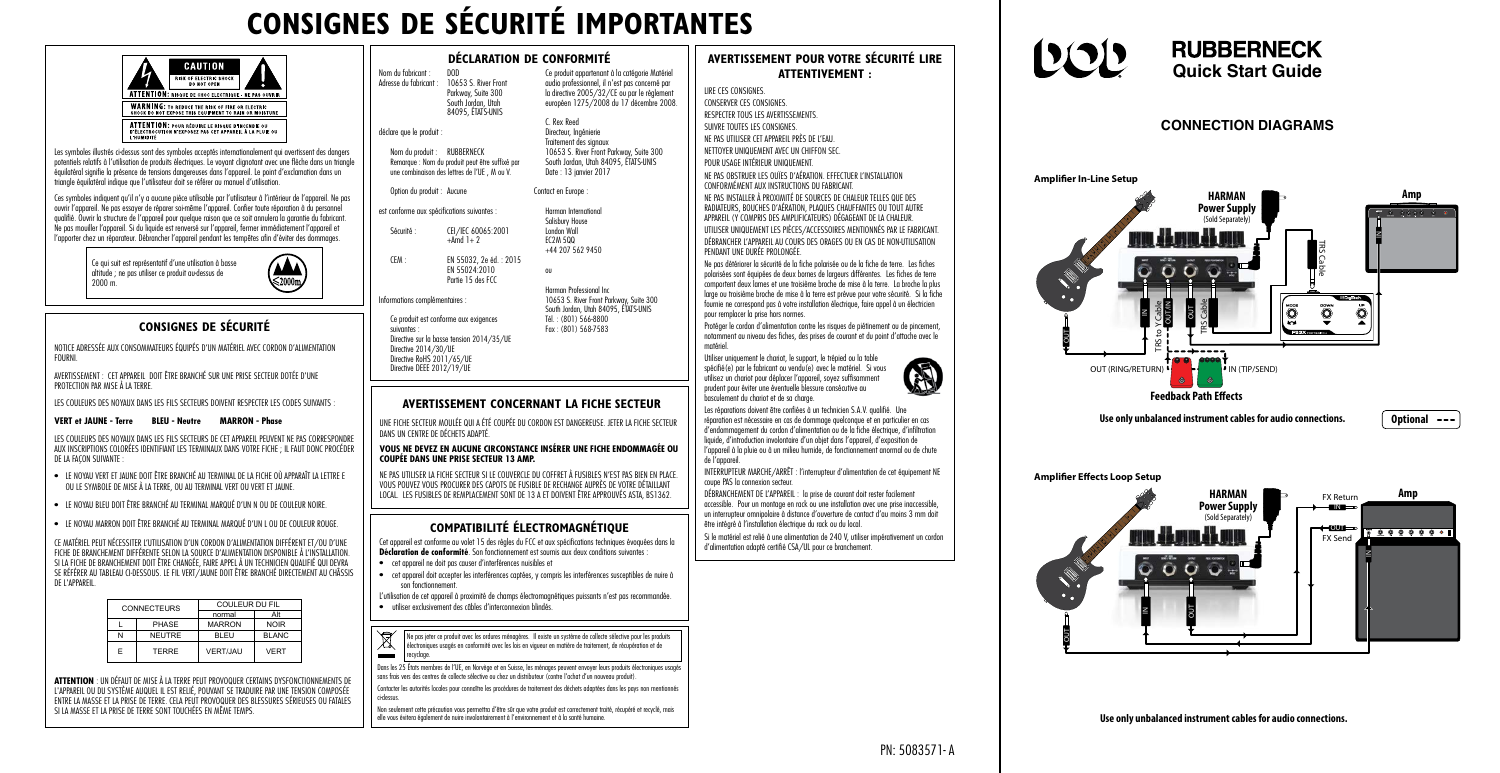# CONSIGNES DE SÉCURITÉ IMPORTANTES

CAUTION
RISK OF ELECTRIC SHOCK DO NOT OPEN
ATTENTION: RISQUE DE CHOC ELECTRIQUE - NE PAS OUVRIR
WARNING: TO REDUCE THE RISK OF FIRE OR ELECTRIC SHOCK DO NOT EXPOSE THIS EQUIPMENT TO RAIN OR MOISTURE
ATTENTION: POUR RÉDUIRE LE RISQUE D'INCENDIE OU D'ÉLECTROCUTION N'EXPOSEZ PAS CET APPAREIL À LA PLUIE OU L'HUMIDITÉ

Les symboles illustrés ci-dessus sont des symboles acceptés internationalement qui avertissent des dangers potentiels relatifs à l'utilisation de produits électriques. Le voyant clignotant avec une flèche dans un triangle équilatéral signifie la présence de tensions dangereuses dans l'appareil. Le point d'exclamation dans un triangle équilatéral indique que l'utilisateur doit se référer au manuel d'utilisation.

Ces symboles indiquent qu'il n'y a aucune pièce utilisable par l'utilisateur à l'intérieur de l'appareil. Ne pas ouvrir l'appareil. Ne pas essayer de réparer soi-même l'appareil. Confier toute réparation à du personnel qualifié. Ouvrir la structure de l'appareil pour quelque raison que ce soit annulera la garantie du fabricant. Ne pas mouiller l'appareil. Si du liquide est renversé sur l'appareil, fermer immédiatement l'appareil et l'apporter chez un réparateur. Débrancher l'appareil pendant les tempêtes afin d'éviter des dommages.

Ce qui suit est représentatif d'une utilisation à basse altitude ; ne pas utiliser ce produit au-dessus de 2000 m.

≤2000m

## CONSIGNES DE SÉCURITÉ

NOTICE ADRESSÉE AUX CONSOMMATEURS ÉQUIPÉS D'UN MATÉRIEL AVEC CORDON D'ALIMENTATION FOURNI.

AVERTISSEMENT : CET APPAREIL DOIT ÊTRE BRANCHÉ SUR UNE PRISE SECTEUR DOTÉE D'UNE PROTECTION PAR MISE À LA TERRE.

LES COULEURS DES NOYAUX DANS LES FILS SECTEURS DOIVENT RESPECTER LES CODES SUIVANTS :

**VERT et JAUNE - Terre BLEU - Neutre MARRON - Phase**

LES COULEURS DES NOYAUX DANS LES FILS SECTEURS DE CET APPAREIL PEUVENT NE PAS CORRESPONDRE AUX INSCRIPTIONS COLORÉES IDENTIFIANT LES TERMINAUX DANS VOTRE FICHE ; IL FAUT DONC PROCÉDER DE LA FAÇON SUIVANTE :

- LE NOYAU VERT ET JAUNE DOIT ÊTRE BRANCHÉ AU TERMINAL DE LA FICHE OÙ APPARAÎT LA LETTRE E OU LE SYMBOLE DE MISE À LA TERRE, OU AU TERMINAL VERT OU VERT ET JAUNE.
- LE NOYAU BLEU DOIT ÊTRE BRANCHÉ AU TERMINAL MARQUÉ D'UN N OU DE COULEUR NOIRE.
- LE NOYAU MARRON DOIT ÊTRE BRANCHÉ AU TERMINAL MARQUÉ D'UN L OU DE COULEUR ROUGE.

CE MATÉRIEL PEUT NÉCESSITER L'UTILISATION D'UN CORDON D'ALIMENTATION DIFFÉRENT ET/OU D'UNE FICHE DE BRANCHEMENT DIFFÉRENTE SELON LA SOURCE D'ALIMENTATION DISPONIBLE À L'INSTALLATION. SI LA FICHE DE BRANCHEMENT DOIT ÊTRE CHANGÉE, FAIRE APPEL À UN TECHNICIEN QUALIFIÉ QUI DEVRA SE RÉFÉRER AU TABLEAU CI-DESSOUS. LE FIL VERT/JAUNE DOIT ÊTRE BRANCHÉ DIRECTEMENT AU CHÂSSIS DE L'APPAREIL.

| CONNECTEURS | | COULEUR DU FIL | |
|---|---|---|---|
| | | normal | Alt |
| L | PHASE | MARRON | NOIR |
| N | NEUTRE | BLEU | BLANC |
| E | TERRE | VERT/JAU | VERT |

**ATTENTION** : UN DÉFAUT DE MISE À LA TERRE PEUT PROVOQUER CERTAINS DYSFONCTIONNEMENTS DE L'APPAREIL OU DU SYSTÈME AUQUEL IL EST RELIÉ, POUVANT SE TRADUIRE PAR UNE TENSION COMPOSÉE ENTRE LA MASSE ET LA PRISE DE TERRE. CELA PEUT PROVOQUER DES BLESSURES SÉRIEUSES OU FATALES SI LA MASSE ET LA PRISE DE TERRE SONT TOUCHÉES EN MÊME TEMPS.

## DÉCLARATION DE CONFORMITÉ

Nom du fabricant : DOD
Adresse du fabricant : 10653 S. River Front Parkway, Suite 300 South Jordan, Utah 84095, ÉTATS-UNIS

déclare que le produit :

Nom du produit : RUBBERNECK
Remarque : Nom du produit peut être suffixé par une combinaison des lettres de l'UE , M ou V.

Option du produit : Aucune

est conforme aux spécifications suivantes :

Sécurité : CEI/IEC 60065:2001 +Amd 1+ 2

CEM : EN 55032, 2e éd. : 2015
EN 55024:2010
Partie 15 des FCC

Informations complémentaires :

Ce produit est conforme aux exigences suivantes :
Directive sur la basse tension 2014/35/UE
Directive 2014/30/UE
Directive RoHS 2011/65/UE
Directive DEEE 2012/19/UE

Ce produit appartenant à la catégorie Matériel audio professionnel, il n'est pas concerné par la directive 2005/32/CE ou par le règlement européen 1275/2008 du 17 décembre 2008.

C. Rex Reed
Directeur, Ingénierie
Traitement des signaux
10653 S. River Front Parkway, Suite 300
South Jordan, Utah 84095, ÉTATS-UNIS
Date : 13 janvier 2017

Contact en Europe :

Harman International
Salisbury House
London Wall
EC2M 5QQ
+44 207 562 9450

ou

Harman Professional Inc
10653 S. River Front Parkway, Suite 300
South Jordan, Utah 84095, ÉTATS-UNIS
Tél. : (801) 566-8800
Fax : (801) 568-7583

## AVERTISSEMENT CONCERNANT LA FICHE SECTEUR

UNE FICHE SECTEUR MOULÉE QUI A ÉTÉ COUPÉE DU CORDON EST DANGEREUSE. JETER LA FICHE SECTEUR DANS UN CENTRE DE DÉCHETS ADAPTÉ.

**VOUS NE DEVEZ EN AUCUNE CIRCONSTANCE INSÉRER UNE FICHE ENDOMMAGÉE OU COUPÉE DANS UNE PRISE SECTEUR 13 AMP.**

NE PAS UTILISER LA FICHE SECTEUR SI LE COUVERCLE DU COFFRET À FUSIBLES N'EST PAS BIEN EN PLACE. VOUS POUVEZ VOUS PROCURER DES CAPOTS DE FUSIBLE DE RECHANGE AUPRÈS DE VOTRE DÉTAILLANT LOCAL. LES FUSIBLES DE REMPLACEMENT SONT DE 13 A ET DOIVENT ÊTRE APPROUVÉS ASTA, BS1362.

## COMPATIBILITÉ ÉLECTROMAGNÉTIQUE

Cet appareil est conforme au volet 15 des règles du FCC et aux spécifications techniques évoquées dans la **Déclaration de conformité**. Son fonctionnement est soumis aux deux conditions suivantes :

- cet appareil ne doit pas causer d'interférences nuisibles et
- cet appareil doit accepter les interférences captées, y compris les interférences susceptibles de nuire à son fonctionnement.

L'utilisation de cet appareil à proximité de champs électromagnétiques puissants n'est pas recommandée.

- utiliser exclusivement des câbles d'interconnexion blindés.

Ne pas jeter ce produit avec les ordures ménagères. Il existe un système de collecte sélective pour les produits électroniques usagés en conformité avec les lois en vigueur en matière de traitement, de récupération et de recyclage.

Dans les 25 États membres de l'UE, en Norvège et en Suisse, les ménages peuvent envoyer leurs produits électroniques usagés sans frais vers des centres de collecte sélective ou chez un distributeur (contre l'achat d'un nouveau produit).

Contacter les autorités locales pour connaître les procédures de traitement des déchets adaptées dans les pays non mentionnés ci-dessus.

Non seulement cette précaution vous permettra d'être sûr que votre produit est correctement traité, récupéré et recyclé, mais elle vous évitera également de nuire involontairement à l'environnement et à la santé humaine.

## AVERTISSEMENT POUR VOTRE SÉCURITÉ LIRE ATTENTIVEMENT :

LIRE CES CONSIGNES.
CONSERVER CES CONSIGNES.
RESPECTER TOUS LES AVERTISSEMENTS.
SUIVRE TOUTES LES CONSIGNES.
NE PAS UTILISER CET APPAREIL PRÈS DE L'EAU.
NETTOYER UNIQUEMENT AVEC UN CHIFFON SEC.
POUR USAGE INTÉRIEUR UNIQUEMENT.
NE PAS OBSTRUER LES OUÏES D'AÉRATION. EFFECTUER L'INSTALLATION CONFORMÉMENT AUX INSTRUCTIONS DU FABRICANT.
NE PAS INSTALLER À PROXIMITÉ DE SOURCES DE CHALEUR TELLES QUE DES RADIATEURS, BOUCHES D'AÉRATION, PLAQUES CHAUFFANTES OU TOUT AUTRE APPAREIL (Y COMPRIS DES AMPLIFICATEURS) DÉGAGEANT DE LA CHALEUR.
UTILISER UNIQUEMENT LES PIÈCES/ACCESSOIRES MENTIONNÉS PAR LE FABRICANT.
DÉBRANCHER L'APPAREIL AU COURS DES ORAGES OU EN CAS DE NON-UTILISATION PENDANT UNE DURÉE PROLONGÉE.

Ne pas détériorer la sécurité de la fiche polarisée ou de la fiche de terre. Les fiches polarisées sont équipées de deux bornes de largeurs différentes. Les fiches de terre comportent deux lames et une troisième broche de mise à la terre. La broche la plus large ou troisième broche de mise à la terre est prévue pour votre sécurité. Si la fiche fournie ne correspond pas à votre installation électrique, faire appel à un électricien pour remplacer la prise hors normes.

Protéger le cordon d'alimentation contre les risques de piétinement ou de pincement, notamment au niveau des fiches, des prises de courant et du point d'attache avec le matériel.

Utiliser uniquement le chariot, le support, le trépied ou la table spécifié(e) par le fabricant ou vendu(e) avec le matériel. Si vous utilisez un chariot pour déplacer l'appareil, soyez suffisamment prudent pour éviter une éventuelle blessure consécutive au basculement du chariot et de sa charge.

Les réparations doivent être confiées à un technicien S.A.V. qualifié. Une réparation est nécessaire en cas de dommage quelconque et en particulier en cas d'endommagement du cordon d'alimentation ou de la fiche électrique, d'infiltration liquide, d'introduction involontaire d'un objet dans l'appareil, d'exposition de l'appareil à la pluie ou à un milieu humide, de fonctionnement anormal ou de chute de l'appareil.

INTERRUPTEUR MARCHE/ARRÊT : l'interrupteur d'alimentation de cet équipement NE coupe PAS la connexion secteur.

DÉBRANCHEMENT DE L'APPAREIL : la prise de courant doit rester facilement accessible. Pour un montage en rack ou une installation avec une prise inaccessible, un interrupteur omnipolaire à distance d'ouverture de contact d'au moins 3 mm doit être intégré à l'installation électrique du rack ou du local.

Si le matériel est relié à une alimentation de 240 V, utiliser impérativement un cordon d'alimentation adapté certifié CSA/UL pour ce branchement.

# DOD RUBBERNECK Quick Start Guide

## CONNECTION DIAGRAMS

### Amplifier In-Line Setup

HARMAN Power Supply (Sold Separately)
Amp
TRS Cable
TRS to Y Cable
IN
OUT IN
OUT
OUT (RING/RETURN)
IN (TIP/SEND)
Feedback Path Effects

Use only unbalanced instrument cables for audio connections.

Optional

### Amplifier Effects Loop Setup

HARMAN Power Supply (Sold Separately)
Amp
FX Return
FX Send
IN
OUT

Use only unbalanced instrument cables for audio connections.

PN: 5083571- A